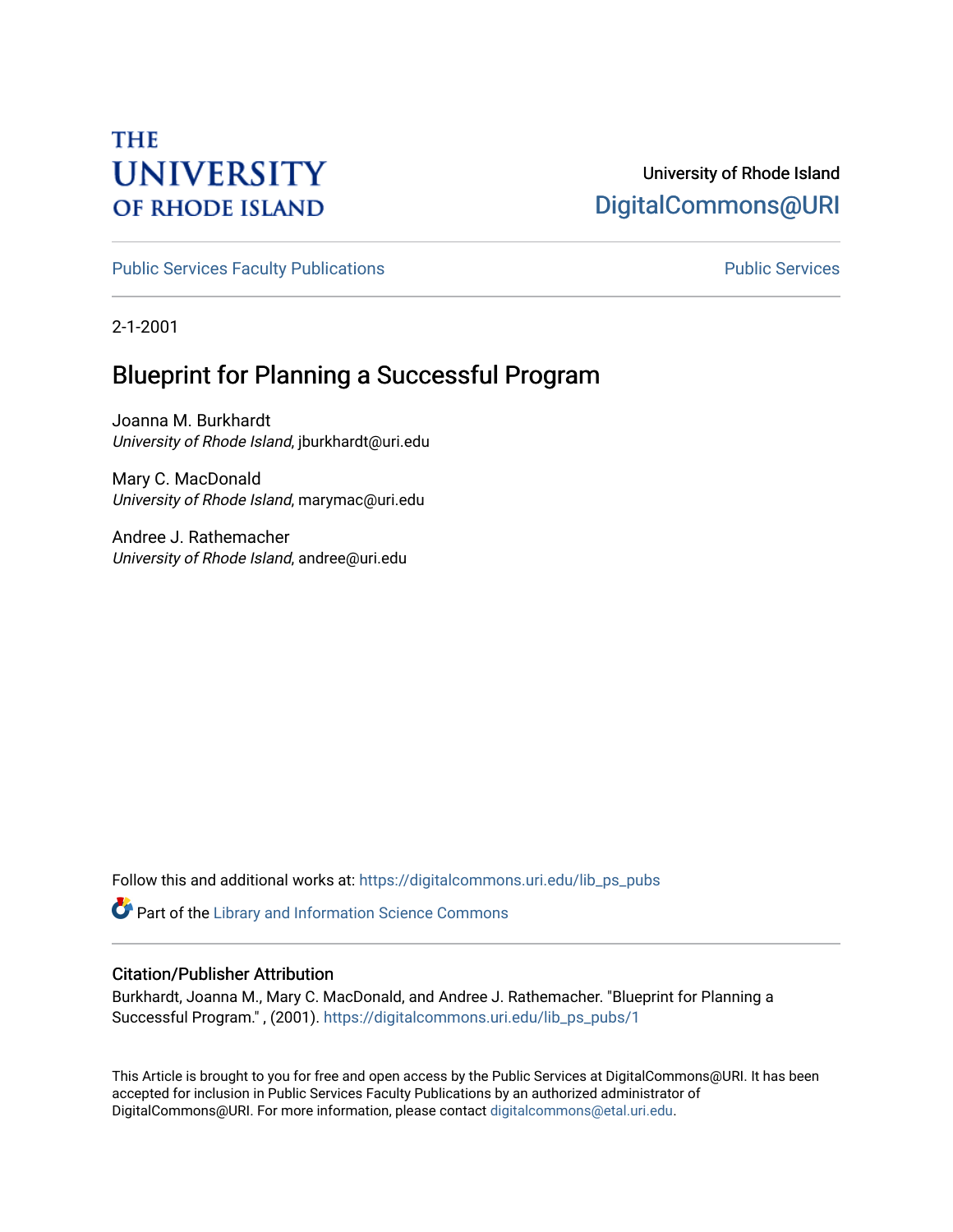THE UNIVERSITY OF RHODE ISLAND

University of Rhode Island
DigitalCommons@URI

Public Services Faculty Publications | Public Services

2-1-2001

# Blueprint for Planning a Successful Program

Joanna M. Burkhardt
*University of Rhode Island*, jburkhardt@uri.edu

Mary C. MacDonald
*University of Rhode Island*, marymac@uri.edu

Andree J. Rathemacher
*University of Rhode Island*, andree@uri.edu

Follow this and additional works at: https://digitalcommons.uri.edu/lib_ps_pubs

Part of the Library and Information Science Commons

## Citation/Publisher Attribution

Burkhardt, Joanna M., Mary C. MacDonald, and Andree J. Rathemacher. "Blueprint for Planning a Successful Program." , (2001). https://digitalcommons.uri.edu/lib_ps_pubs/1

This Article is brought to you for free and open access by the Public Services at DigitalCommons@URI. It has been accepted for inclusion in Public Services Faculty Publications by an authorized administrator of DigitalCommons@URI. For more information, please contact digitalcommons@etal.uri.edu.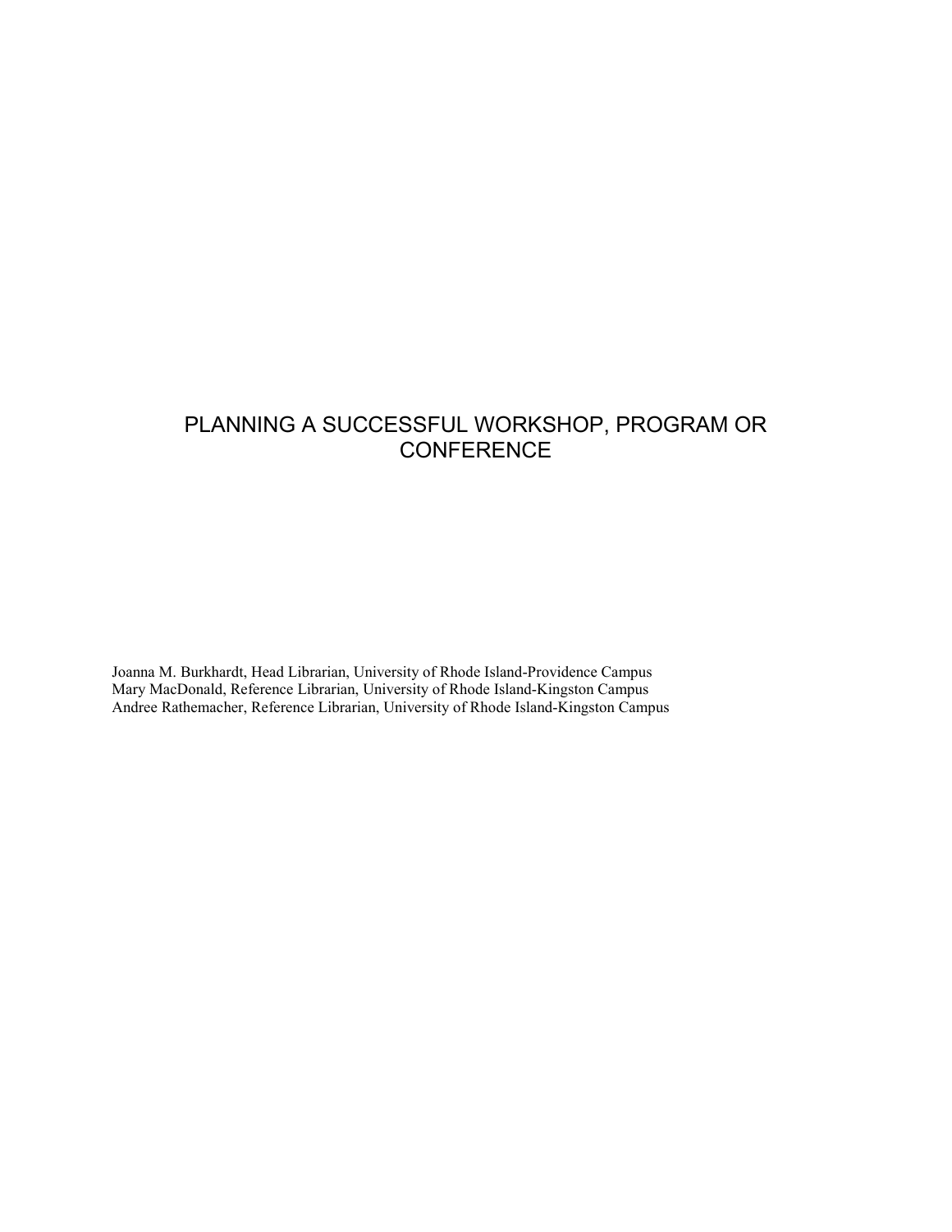# PLANNING A SUCCESSFUL WORKSHOP, PROGRAM OR CONFERENCE

Joanna M. Burkhardt, Head Librarian, University of Rhode Island-Providence Campus
Mary MacDonald, Reference Librarian, University of Rhode Island-Kingston Campus
Andree Rathemacher, Reference Librarian, University of Rhode Island-Kingston Campus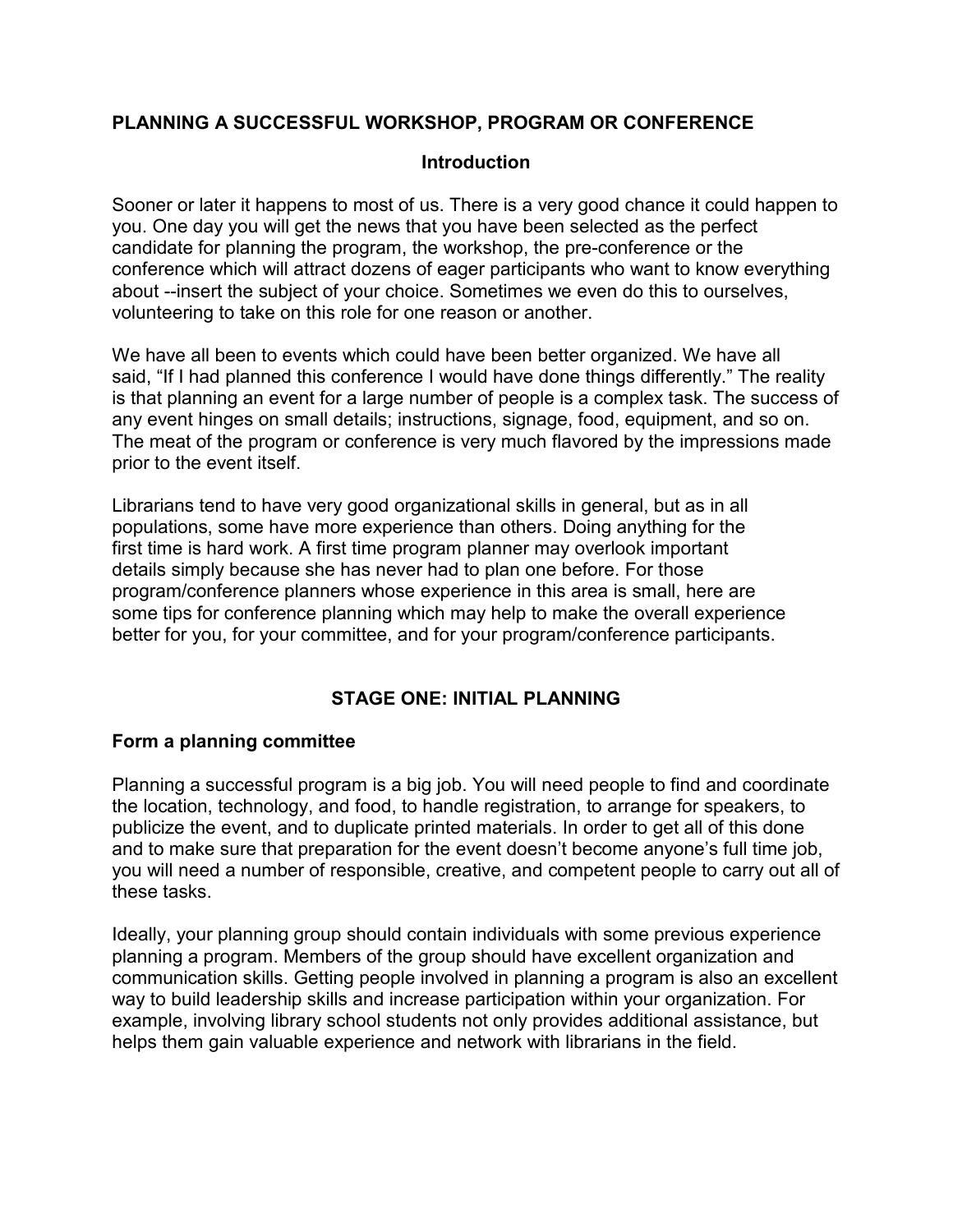# PLANNING A SUCCESSFUL WORKSHOP, PROGRAM OR CONFERENCE

## Introduction

Sooner or later it happens to most of us. There is a very good chance it could happen to you. One day you will get the news that you have been selected as the perfect candidate for planning the program, the workshop, the pre-conference or the conference which will attract dozens of eager participants who want to know everything about --insert the subject of your choice. Sometimes we even do this to ourselves, volunteering to take on this role for one reason or another.

We have all been to events which could have been better organized. We have all said, "If I had planned this conference I would have done things differently." The reality is that planning an event for a large number of people is a complex task. The success of any event hinges on small details; instructions, signage, food, equipment, and so on. The meat of the program or conference is very much flavored by the impressions made prior to the event itself.

Librarians tend to have very good organizational skills in general, but as in all populations, some have more experience than others. Doing anything for the first time is hard work. A first time program planner may overlook important details simply because she has never had to plan one before. For those program/conference planners whose experience in this area is small, here are some tips for conference planning which may help to make the overall experience better for you, for your committee, and for your program/conference participants.

## STAGE ONE: INITIAL PLANNING

### Form a planning committee

Planning a successful program is a big job. You will need people to find and coordinate the location, technology, and food, to handle registration, to arrange for speakers, to publicize the event, and to duplicate printed materials. In order to get all of this done and to make sure that preparation for the event doesn't become anyone's full time job, you will need a number of responsible, creative, and competent people to carry out all of these tasks.

Ideally, your planning group should contain individuals with some previous experience planning a program. Members of the group should have excellent organization and communication skills. Getting people involved in planning a program is also an excellent way to build leadership skills and increase participation within your organization. For example, involving library school students not only provides additional assistance, but helps them gain valuable experience and network with librarians in the field.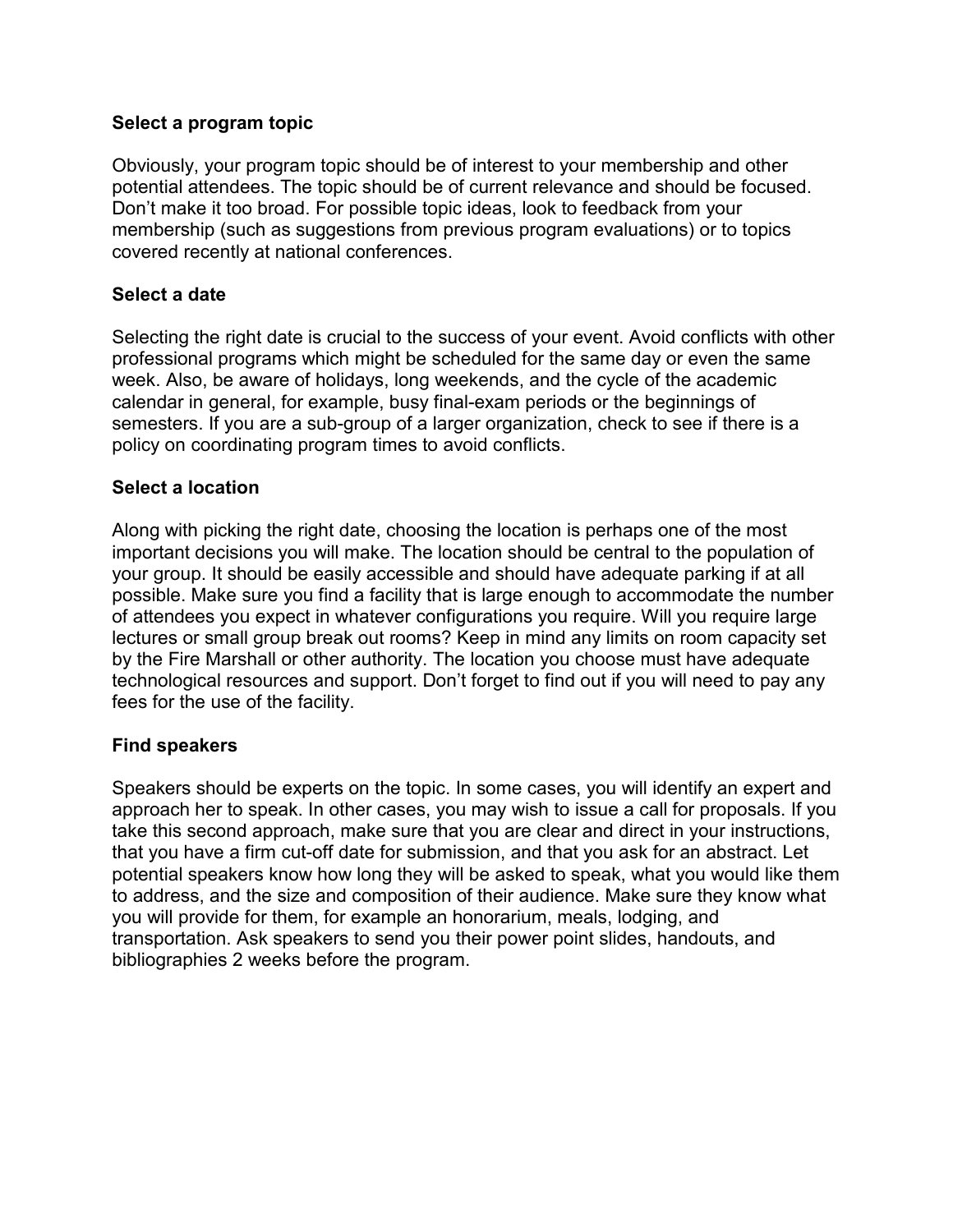**Select a program topic**

Obviously, your program topic should be of interest to your membership and other potential attendees. The topic should be of current relevance and should be focused. Don't make it too broad. For possible topic ideas, look to feedback from your membership (such as suggestions from previous program evaluations) or to topics covered recently at national conferences.

**Select a date**

Selecting the right date is crucial to the success of your event. Avoid conflicts with other professional programs which might be scheduled for the same day or even the same week. Also, be aware of holidays, long weekends, and the cycle of the academic calendar in general, for example, busy final-exam periods or the beginnings of semesters. If you are a sub-group of a larger organization, check to see if there is a policy on coordinating program times to avoid conflicts.

**Select a location**

Along with picking the right date, choosing the location is perhaps one of the most important decisions you will make. The location should be central to the population of your group. It should be easily accessible and should have adequate parking if at all possible. Make sure you find a facility that is large enough to accommodate the number of attendees you expect in whatever configurations you require. Will you require large lectures or small group break out rooms? Keep in mind any limits on room capacity set by the Fire Marshall or other authority. The location you choose must have adequate technological resources and support. Don't forget to find out if you will need to pay any fees for the use of the facility.

**Find speakers**

Speakers should be experts on the topic. In some cases, you will identify an expert and approach her to speak. In other cases, you may wish to issue a call for proposals. If you take this second approach, make sure that you are clear and direct in your instructions, that you have a firm cut-off date for submission, and that you ask for an abstract. Let potential speakers know how long they will be asked to speak, what you would like them to address, and the size and composition of their audience. Make sure they know what you will provide for them, for example an honorarium, meals, lodging, and transportation. Ask speakers to send you their power point slides, handouts, and bibliographies 2 weeks before the program.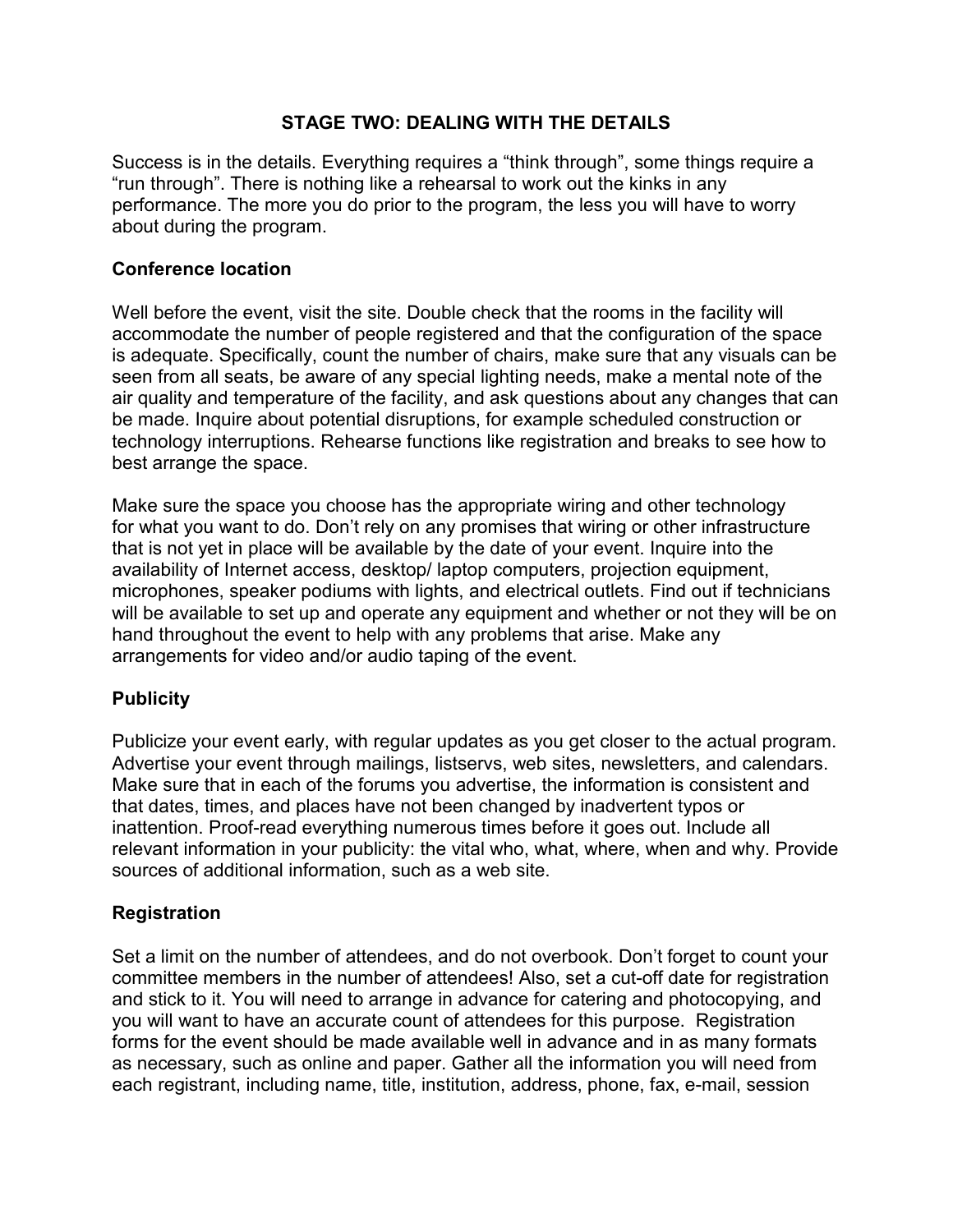## STAGE TWO: DEALING WITH THE DETAILS

Success is in the details. Everything requires a "think through", some things require a "run through". There is nothing like a rehearsal to work out the kinks in any performance. The more you do prior to the program, the less you will have to worry about during the program.

### Conference location

Well before the event, visit the site. Double check that the rooms in the facility will accommodate the number of people registered and that the configuration of the space is adequate. Specifically, count the number of chairs, make sure that any visuals can be seen from all seats, be aware of any special lighting needs, make a mental note of the air quality and temperature of the facility, and ask questions about any changes that can be made. Inquire about potential disruptions, for example scheduled construction or technology interruptions. Rehearse functions like registration and breaks to see how to best arrange the space.

Make sure the space you choose has the appropriate wiring and other technology for what you want to do. Don't rely on any promises that wiring or other infrastructure that is not yet in place will be available by the date of your event. Inquire into the availability of Internet access, desktop/ laptop computers, projection equipment, microphones, speaker podiums with lights, and electrical outlets. Find out if technicians will be available to set up and operate any equipment and whether or not they will be on hand throughout the event to help with any problems that arise. Make any arrangements for video and/or audio taping of the event.

### Publicity

Publicize your event early, with regular updates as you get closer to the actual program. Advertise your event through mailings, listservs, web sites, newsletters, and calendars. Make sure that in each of the forums you advertise, the information is consistent and that dates, times, and places have not been changed by inadvertent typos or inattention. Proof-read everything numerous times before it goes out. Include all relevant information in your publicity: the vital who, what, where, when and why. Provide sources of additional information, such as a web site.

### Registration

Set a limit on the number of attendees, and do not overbook. Don't forget to count your committee members in the number of attendees! Also, set a cut-off date for registration and stick to it. You will need to arrange in advance for catering and photocopying, and you will want to have an accurate count of attendees for this purpose. Registration forms for the event should be made available well in advance and in as many formats as necessary, such as online and paper. Gather all the information you will need from each registrant, including name, title, institution, address, phone, fax, e-mail, session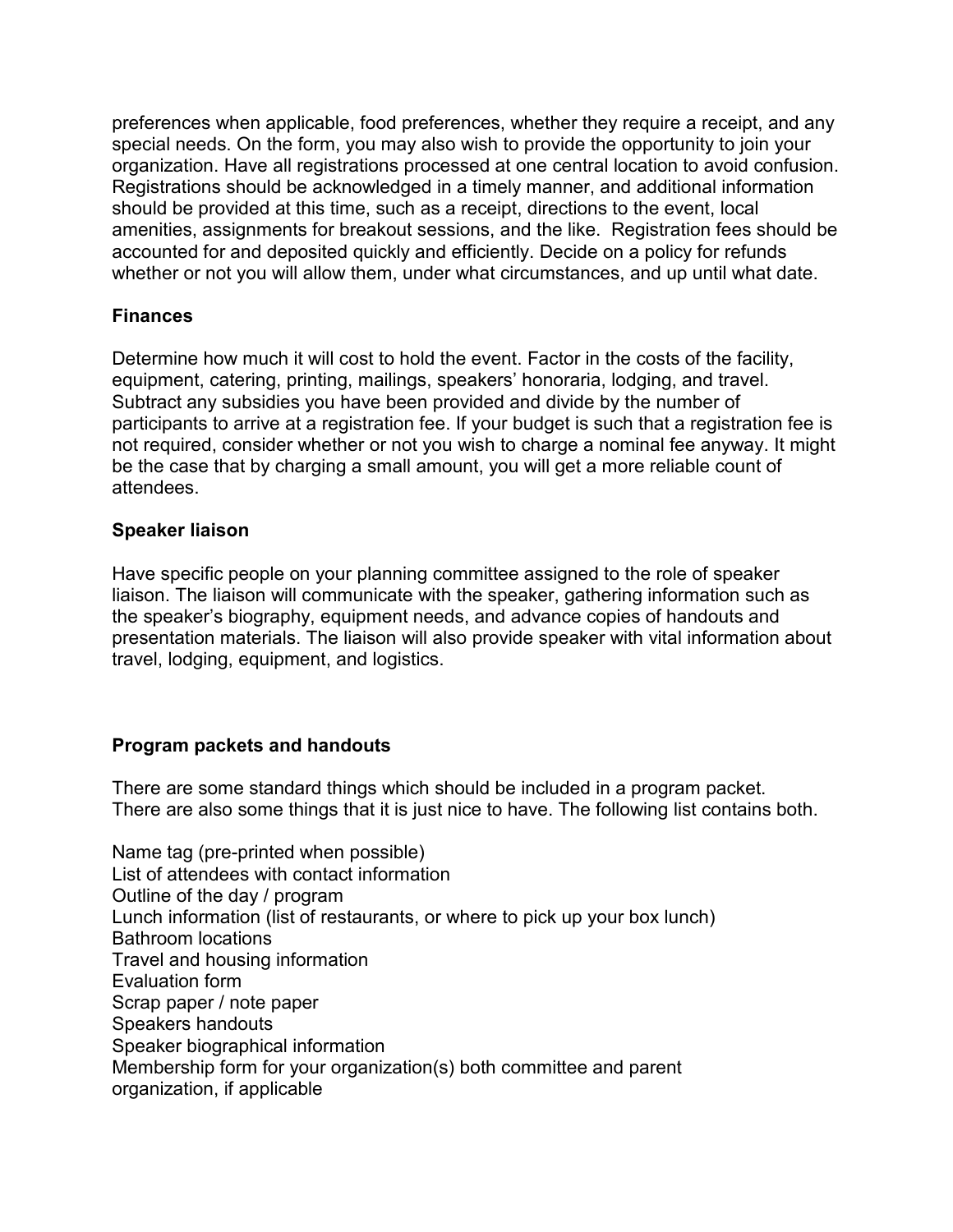preferences when applicable, food preferences, whether they require a receipt, and any special needs. On the form, you may also wish to provide the opportunity to join your organization. Have all registrations processed at one central location to avoid confusion. Registrations should be acknowledged in a timely manner, and additional information should be provided at this time, such as a receipt, directions to the event, local amenities, assignments for breakout sessions, and the like. Registration fees should be accounted for and deposited quickly and efficiently. Decide on a policy for refunds whether or not you will allow them, under what circumstances, and up until what date.

**Finances**

Determine how much it will cost to hold the event. Factor in the costs of the facility, equipment, catering, printing, mailings, speakers' honoraria, lodging, and travel. Subtract any subsidies you have been provided and divide by the number of participants to arrive at a registration fee. If your budget is such that a registration fee is not required, consider whether or not you wish to charge a nominal fee anyway. It might be the case that by charging a small amount, you will get a more reliable count of attendees.

**Speaker liaison**

Have specific people on your planning committee assigned to the role of speaker liaison. The liaison will communicate with the speaker, gathering information such as the speaker's biography, equipment needs, and advance copies of handouts and presentation materials. The liaison will also provide speaker with vital information about travel, lodging, equipment, and logistics.

**Program packets and handouts**

There are some standard things which should be included in a program packet. There are also some things that it is just nice to have. The following list contains both.

Name tag (pre-printed when possible)
List of attendees with contact information
Outline of the day / program
Lunch information (list of restaurants, or where to pick up your box lunch)
Bathroom locations
Travel and housing information
Evaluation form
Scrap paper / note paper
Speakers handouts
Speaker biographical information
Membership form for your organization(s) both committee and parent organization, if applicable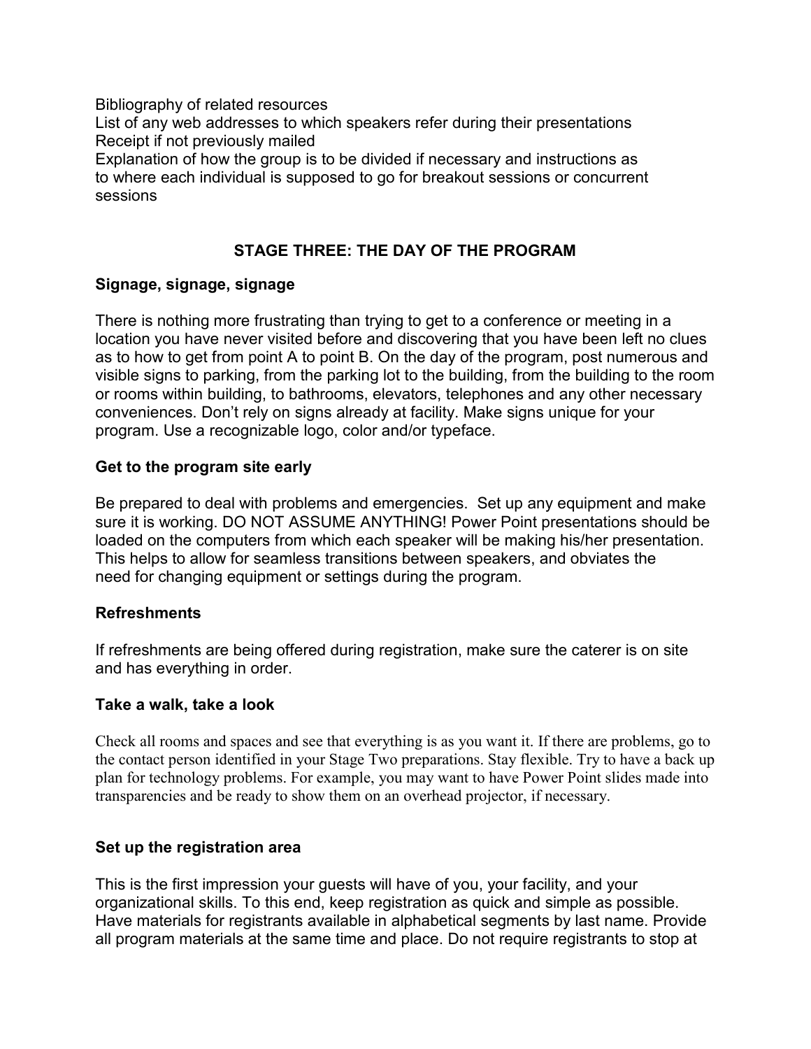Bibliography of related resources
List of any web addresses to which speakers refer during their presentations
Receipt if not previously mailed
Explanation of how the group is to be divided if necessary and instructions as to where each individual is supposed to go for breakout sessions or concurrent sessions

## STAGE THREE: THE DAY OF THE PROGRAM

**Signage, signage, signage**

There is nothing more frustrating than trying to get to a conference or meeting in a location you have never visited before and discovering that you have been left no clues as to how to get from point A to point B. On the day of the program, post numerous and visible signs to parking, from the parking lot to the building, from the building to the room or rooms within building, to bathrooms, elevators, telephones and any other necessary conveniences. Don't rely on signs already at facility. Make signs unique for your program. Use a recognizable logo, color and/or typeface.

**Get to the program site early**

Be prepared to deal with problems and emergencies. Set up any equipment and make sure it is working. DO NOT ASSUME ANYTHING! Power Point presentations should be loaded on the computers from which each speaker will be making his/her presentation. This helps to allow for seamless transitions between speakers, and obviates the need for changing equipment or settings during the program.

**Refreshments**

If refreshments are being offered during registration, make sure the caterer is on site and has everything in order.

**Take a walk, take a look**

Check all rooms and spaces and see that everything is as you want it. If there are problems, go to the contact person identified in your Stage Two preparations. Stay flexible. Try to have a back up plan for technology problems. For example, you may want to have Power Point slides made into transparencies and be ready to show them on an overhead projector, if necessary.

**Set up the registration area**

This is the first impression your guests will have of you, your facility, and your organizational skills. To this end, keep registration as quick and simple as possible. Have materials for registrants available in alphabetical segments by last name. Provide all program materials at the same time and place. Do not require registrants to stop at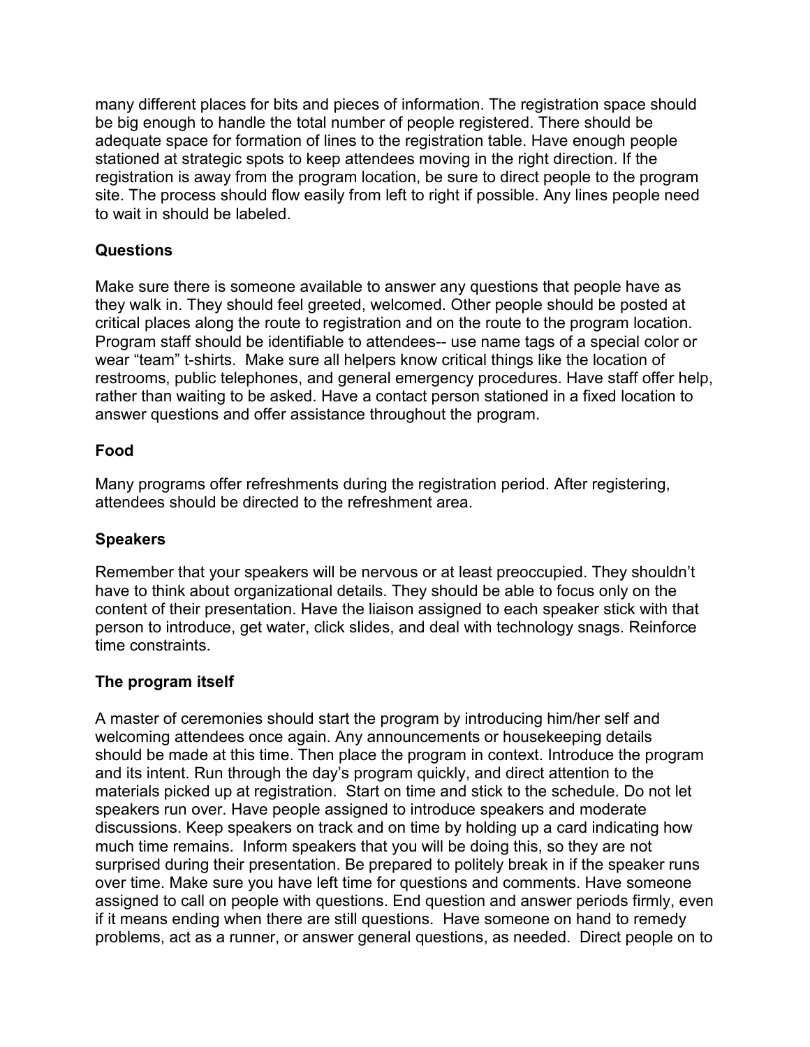many different places for bits and pieces of information. The registration space should be big enough to handle the total number of people registered. There should be adequate space for formation of lines to the registration table. Have enough people stationed at strategic spots to keep attendees moving in the right direction. If the registration is away from the program location, be sure to direct people to the program site. The process should flow easily from left to right if possible. Any lines people need to wait in should be labeled.

**Questions**

Make sure there is someone available to answer any questions that people have as they walk in. They should feel greeted, welcomed. Other people should be posted at critical places along the route to registration and on the route to the program location. Program staff should be identifiable to attendees-- use name tags of a special color or wear "team" t-shirts. Make sure all helpers know critical things like the location of restrooms, public telephones, and general emergency procedures. Have staff offer help, rather than waiting to be asked. Have a contact person stationed in a fixed location to answer questions and offer assistance throughout the program.

**Food**

Many programs offer refreshments during the registration period. After registering, attendees should be directed to the refreshment area.

**Speakers**

Remember that your speakers will be nervous or at least preoccupied. They shouldn't have to think about organizational details. They should be able to focus only on the content of their presentation. Have the liaison assigned to each speaker stick with that person to introduce, get water, click slides, and deal with technology snags. Reinforce time constraints.

**The program itself**

A master of ceremonies should start the program by introducing him/her self and welcoming attendees once again. Any announcements or housekeeping details should be made at this time. Then place the program in context. Introduce the program and its intent. Run through the day's program quickly, and direct attention to the materials picked up at registration. Start on time and stick to the schedule. Do not let speakers run over. Have people assigned to introduce speakers and moderate discussions. Keep speakers on track and on time by holding up a card indicating how much time remains. Inform speakers that you will be doing this, so they are not surprised during their presentation. Be prepared to politely break in if the speaker runs over time. Make sure you have left time for questions and comments. Have someone assigned to call on people with questions. End question and answer periods firmly, even if it means ending when there are still questions. Have someone on hand to remedy problems, act as a runner, or answer general questions, as needed. Direct people on to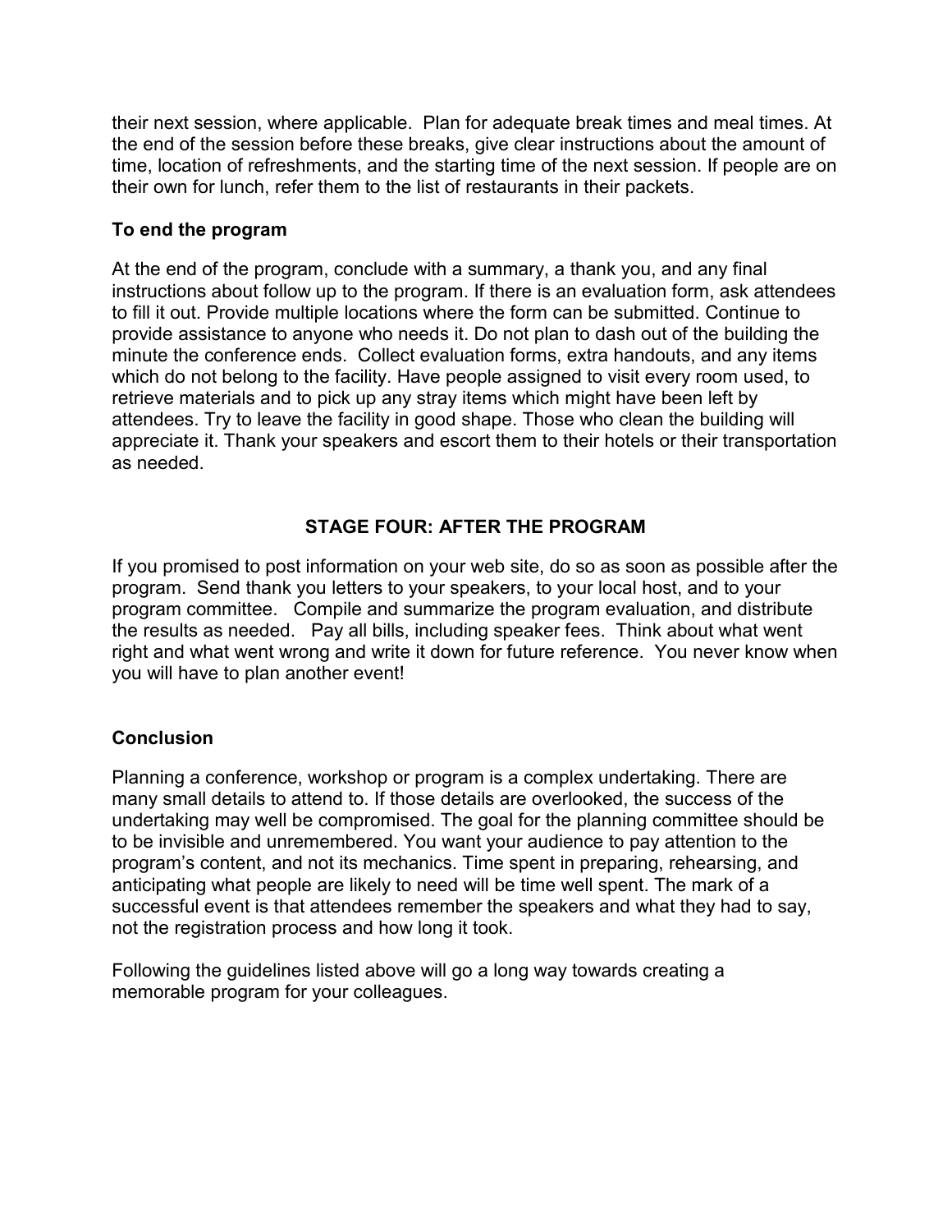their next session, where applicable. Plan for adequate break times and meal times. At the end of the session before these breaks, give clear instructions about the amount of time, location of refreshments, and the starting time of the next session. If people are on their own for lunch, refer them to the list of restaurants in their packets.

**To end the program**

At the end of the program, conclude with a summary, a thank you, and any final instructions about follow up to the program. If there is an evaluation form, ask attendees to fill it out. Provide multiple locations where the form can be submitted. Continue to provide assistance to anyone who needs it. Do not plan to dash out of the building the minute the conference ends. Collect evaluation forms, extra handouts, and any items which do not belong to the facility. Have people assigned to visit every room used, to retrieve materials and to pick up any stray items which might have been left by attendees. Try to leave the facility in good shape. Those who clean the building will appreciate it. Thank your speakers and escort them to their hotels or their transportation as needed.

## STAGE FOUR: AFTER THE PROGRAM

If you promised to post information on your web site, do so as soon as possible after the program. Send thank you letters to your speakers, to your local host, and to your program committee. Compile and summarize the program evaluation, and distribute the results as needed. Pay all bills, including speaker fees. Think about what went right and what went wrong and write it down for future reference. You never know when you will have to plan another event!

## Conclusion

Planning a conference, workshop or program is a complex undertaking. There are many small details to attend to. If those details are overlooked, the success of the undertaking may well be compromised. The goal for the planning committee should be to be invisible and unremembered. You want your audience to pay attention to the program's content, and not its mechanics. Time spent in preparing, rehearsing, and anticipating what people are likely to need will be time well spent. The mark of a successful event is that attendees remember the speakers and what they had to say, not the registration process and how long it took.

Following the guidelines listed above will go a long way towards creating a memorable program for your colleagues.